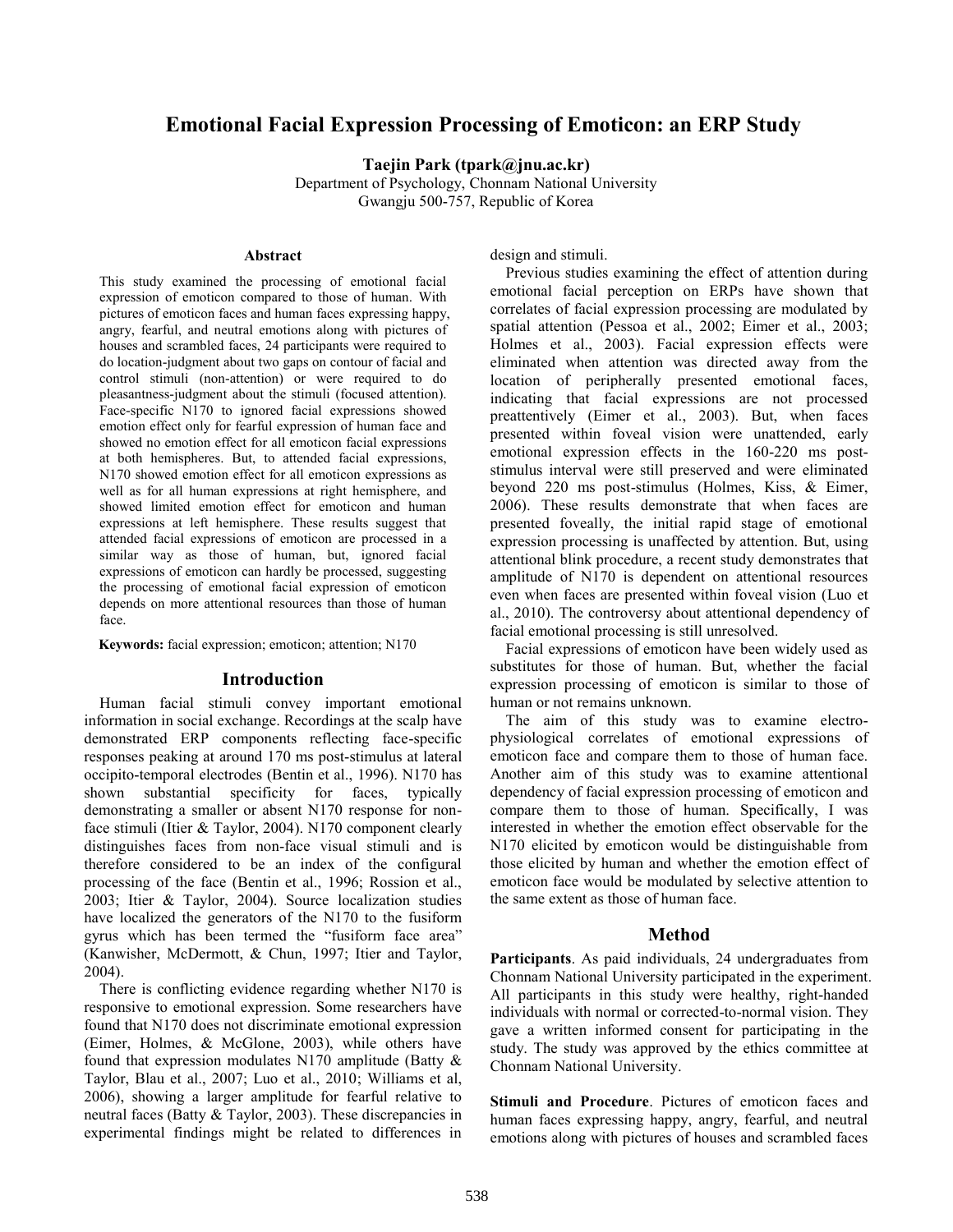# Emotional Facial Expression Processing of Emoticon: an ERP Study

**Taejin Park (tpark@jnu.ac.kr)**
Department of Psychology, Chonnam National University
Gwangju 500-757, Republic of Korea

## Abstract

This study examined the processing of emotional facial expression of emoticon compared to those of human. With pictures of emoticon faces and human faces expressing happy, angry, fearful, and neutral emotions along with pictures of houses and scrambled faces, 24 participants were required to do location-judgment about two gaps on contour of facial and control stimuli (non-attention) or were required to do pleasantness-judgment about the stimuli (focused attention). Face-specific N170 to ignored facial expressions showed emotion effect only for fearful expression of human face and showed no emotion effect for all emoticon facial expressions at both hemispheres. But, to attended facial expressions, N170 showed emotion effect for all emoticon expressions as well as for all human expressions at right hemisphere, and showed limited emotion effect for emoticon and human expressions at left hemisphere. These results suggest that attended facial expressions of emoticon are processed in a similar way as those of human, but, ignored facial expressions of emoticon can hardly be processed, suggesting the processing of emotional facial expression of emoticon depends on more attentional resources than those of human face.

**Keywords:** facial expression; emoticon; attention; N170

## Introduction

Human facial stimuli convey important emotional information in social exchange. Recordings at the scalp have demonstrated ERP components reflecting face-specific responses peaking at around 170 ms post-stimulus at lateral occipito-temporal electrodes (Bentin et al., 1996). N170 has shown substantial specificity for faces, typically demonstrating a smaller or absent N170 response for non-face stimuli (Itier & Taylor, 2004). N170 component clearly distinguishes faces from non-face visual stimuli and is therefore considered to be an index of the configural processing of the face (Bentin et al., 1996; Rossion et al., 2003; Itier & Taylor, 2004). Source localization studies have localized the generators of the N170 to the fusiform gyrus which has been termed the "fusiform face area" (Kanwisher, McDermott, & Chun, 1997; Itier and Taylor, 2004).

There is conflicting evidence regarding whether N170 is responsive to emotional expression. Some researchers have found that N170 does not discriminate emotional expression (Eimer, Holmes, & McGlone, 2003), while others have found that expression modulates N170 amplitude (Batty & Taylor, Blau et al., 2007; Luo et al., 2010; Williams et al, 2006), showing a larger amplitude for fearful relative to neutral faces (Batty & Taylor, 2003). These discrepancies in experimental findings might be related to differences in design and stimuli.

Previous studies examining the effect of attention during emotional facial perception on ERPs have shown that correlates of facial expression processing are modulated by spatial attention (Pessoa et al., 2002; Eimer et al., 2003; Holmes et al., 2003). Facial expression effects were eliminated when attention was directed away from the location of peripherally presented emotional faces, indicating that facial expressions are not processed preattentively (Eimer et al., 2003). But, when faces presented within foveal vision were unattended, early emotional expression effects in the 160-220 ms post-stimulus interval were still preserved and were eliminated beyond 220 ms post-stimulus (Holmes, Kiss, & Eimer, 2006). These results demonstrate that when faces are presented foveally, the initial rapid stage of emotional expression processing is unaffected by attention. But, using attentional blink procedure, a recent study demonstrates that amplitude of N170 is dependent on attentional resources even when faces are presented within foveal vision (Luo et al., 2010). The controversy about attentional dependency of facial emotional processing is still unresolved.

Facial expressions of emoticon have been widely used as substitutes for those of human. But, whether the facial expression processing of emoticon is similar to those of human or not remains unknown.

The aim of this study was to examine electro-physiological correlates of emotional expressions of emoticon face and compare them to those of human face. Another aim of this study was to examine attentional dependency of facial expression processing of emoticon and compare them to those of human. Specifically, I was interested in whether the emotion effect observable for the N170 elicited by emoticon would be distinguishable from those elicited by human and whether the emotion effect of emoticon face would be modulated by selective attention to the same extent as those of human face.

## Method

**Participants**. As paid individuals, 24 undergraduates from Chonnam National University participated in the experiment. All participants in this study were healthy, right-handed individuals with normal or corrected-to-normal vision. They gave a written informed consent for participating in the study. The study was approved by the ethics committee at Chonnam National University.

**Stimuli and Procedure**. Pictures of emoticon faces and human faces expressing happy, angry, fearful, and neutral emotions along with pictures of houses and scrambled faces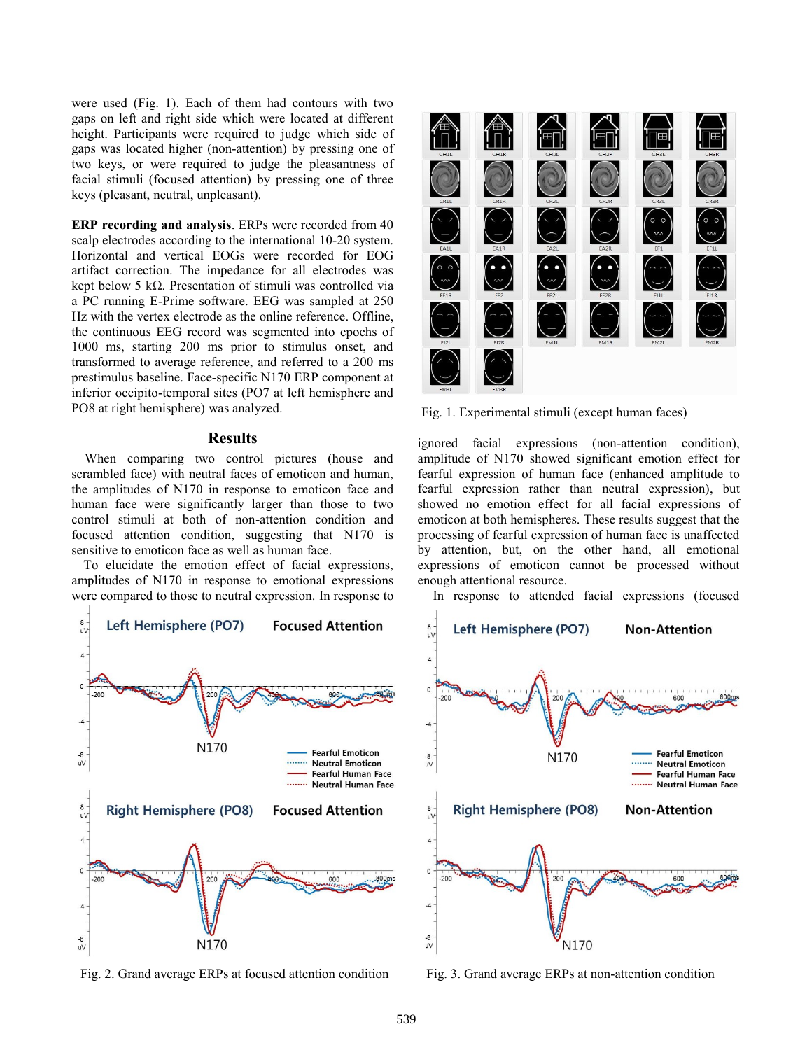were used (Fig. 1). Each of them had contours with two gaps on left and right side which were located at different height. Participants were required to judge which side of gaps was located higher (non-attention) by pressing one of two keys, or were required to judge the pleasantness of facial stimuli (focused attention) by pressing one of three keys (pleasant, neutral, unpleasant).

**ERP recording and analysis**. ERPs were recorded from 40 scalp electrodes according to the international 10-20 system. Horizontal and vertical EOGs were recorded for EOG artifact correction. The impedance for all electrodes was kept below 5 kΩ. Presentation of stimuli was controlled via a PC running E-Prime software. EEG was sampled at 250 Hz with the vertex electrode as the online reference. Offline, the continuous EEG record was segmented into epochs of 1000 ms, starting 200 ms prior to stimulus onset, and transformed to average reference, and referred to a 200 ms prestimulus baseline. Face-specific N170 ERP component at inferior occipito-temporal sites (PO7 at left hemisphere and PO8 at right hemisphere) was analyzed.

Fig. 1. Experimental stimuli (except human faces)

## Results

When comparing two control pictures (house and scrambled face) with neutral faces of emoticon and human, the amplitudes of N170 in response to emoticon face and human face were significantly larger than those to two control stimuli at both of non-attention condition and focused attention condition, suggesting that N170 is sensitive to emoticon face as well as human face.

To elucidate the emotion effect of facial expressions, amplitudes of N170 in response to emotional expressions were compared to those to neutral expression. In response to ignored facial expressions (non-attention condition), amplitude of N170 showed significant emotion effect for fearful expression of human face (enhanced amplitude to fearful expression rather than neutral expression), but showed no emotion effect for all facial expressions of emoticon at both hemispheres. These results suggest that the processing of fearful expression of human face is unaffected by attention, but, on the other hand, all emotional expressions of emoticon cannot be processed without enough attentional resource.

In response to attended facial expressions (focused

Fig. 2. Grand average ERPs at focused attention condition

Fig. 3. Grand average ERPs at non-attention condition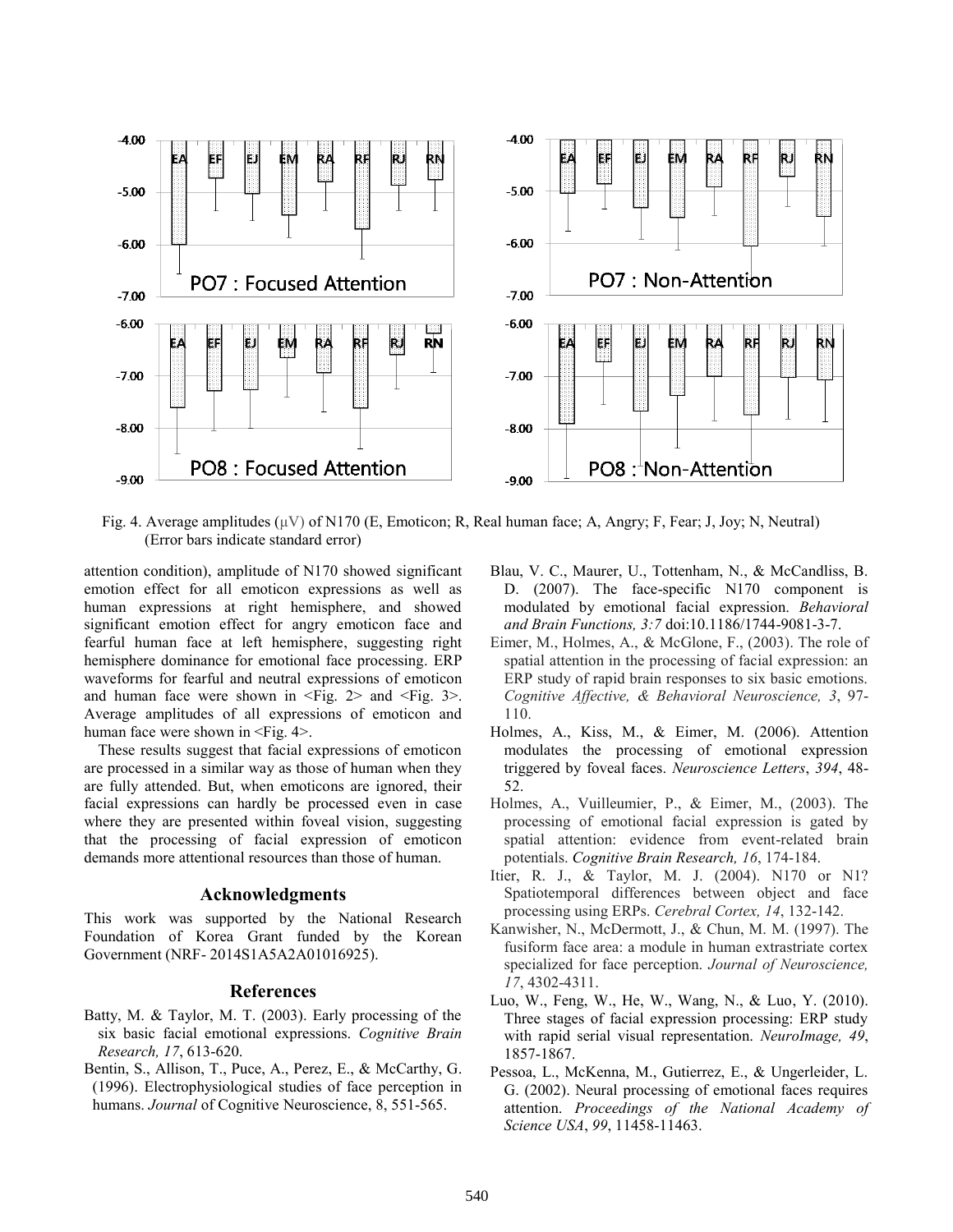Fig. 4. Average amplitudes (μV) of N170 (E, Emoticon; R, Real human face; A, Angry; F, Fear; J, Joy; N, Neutral) (Error bars indicate standard error)

attention condition), amplitude of N170 showed significant emotion effect for all emoticon expressions as well as human expressions at right hemisphere, and showed significant emotion effect for angry emoticon face and fearful human face at left hemisphere, suggesting right hemisphere dominance for emotional face processing. ERP waveforms for fearful and neutral expressions of emoticon and human face were shown in <Fig. 2> and <Fig. 3>. Average amplitudes of all expressions of emoticon and human face were shown in <Fig. 4>.

These results suggest that facial expressions of emoticon are processed in a similar way as those of human when they are fully attended. But, when emoticons are ignored, their facial expressions can hardly be processed even in case where they are presented within foveal vision, suggesting that the processing of facial expression of emoticon demands more attentional resources than those of human.

## Acknowledgments

This work was supported by the National Research Foundation of Korea Grant funded by the Korean Government (NRF- 2014S1A5A2A01016925).

## References

Batty, M. & Taylor, M. T. (2003). Early processing of the six basic facial emotional expressions. *Cognitive Brain Research, 17*, 613-620.

Bentin, S., Allison, T., Puce, A., Perez, E., & McCarthy, G. (1996). Electrophysiological studies of face perception in humans. *Journal* of Cognitive Neuroscience, 8, 551-565.

Blau, V. C., Maurer, U., Tottenham, N., & McCandliss, B. D. (2007). The face-specific N170 component is modulated by emotional facial expression. *Behavioral and Brain Functions, 3:7* doi:10.1186/1744-9081-3-7.

Eimer, M., Holmes, A., & McGlone, F., (2003). The role of spatial attention in the processing of facial expression: an ERP study of rapid brain responses to six basic emotions. *Cognitive Affective, & Behavioral Neuroscience, 3*, 97-110.

Holmes, A., Kiss, M., & Eimer, M. (2006). Attention modulates the processing of emotional expression triggered by foveal faces. *Neuroscience Letters*, *394*, 48-52.

Holmes, A., Vuilleumier, P., & Eimer, M., (2003). The processing of emotional facial expression is gated by spatial attention: evidence from event-related brain potentials. *Cognitive Brain Research, 16*, 174-184.

Itier, R. J., & Taylor, M. J. (2004). N170 or N1? Spatiotemporal differences between object and face processing using ERPs. *Cerebral Cortex, 14*, 132-142.

Kanwisher, N., McDermott, J., & Chun, M. M. (1997). The fusiform face area: a module in human extrastriate cortex specialized for face perception. *Journal of Neuroscience, 17*, 4302-4311.

Luo, W., Feng, W., He, W., Wang, N., & Luo, Y. (2010). Three stages of facial expression processing: ERP study with rapid serial visual representation. *NeuroImage, 49*, 1857-1867.

Pessoa, L., McKenna, M., Gutierrez, E., & Ungerleider, L. G. (2002). Neural processing of emotional faces requires attention. *Proceedings of the National Academy of Science USA*, *99*, 11458-11463.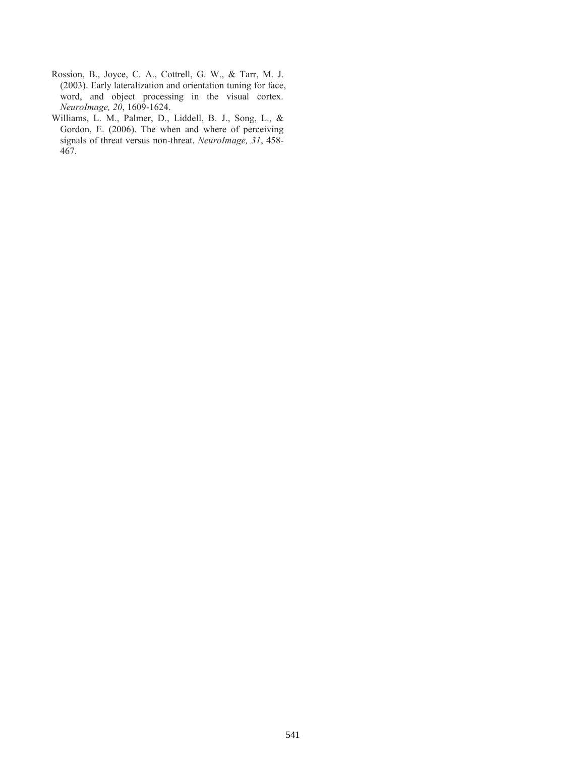Rossion, B., Joyce, C. A., Cottrell, G. W., & Tarr, M. J. (2003). Early lateralization and orientation tuning for face, word, and object processing in the visual cortex. *NeuroImage, 20*, 1609-1624.

Williams, L. M., Palmer, D., Liddell, B. J., Song, L., & Gordon, E. (2006). The when and where of perceiving signals of threat versus non-threat. *NeuroImage, 31*, 458-467.